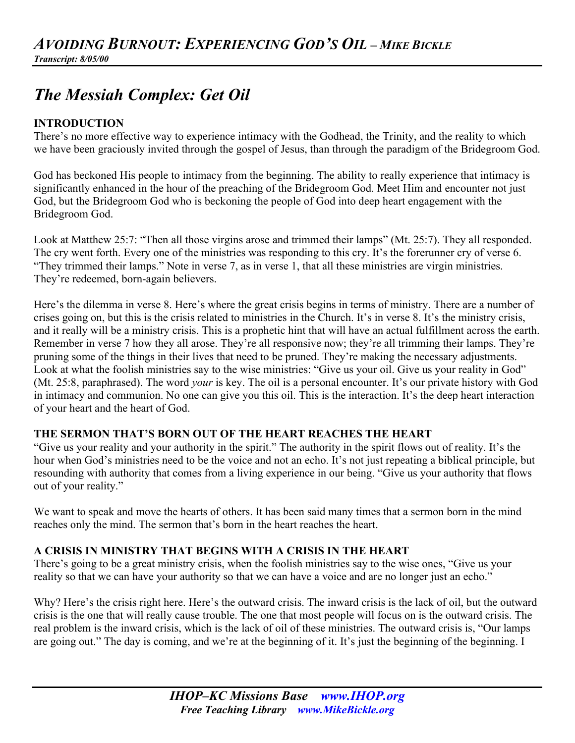# *Avoiding Burnout: Experiencing God's Oil – Mike Bickle*

***Transcript: 8/05/00***

## *The Messiah Complex: Get Oil*

### INTRODUCTION

There's no more effective way to experience intimacy with the Godhead, the Trinity, and the reality to which we have been graciously invited through the gospel of Jesus, than through the paradigm of the Bridegroom God.

God has beckoned His people to intimacy from the beginning. The ability to really experience that intimacy is significantly enhanced in the hour of the preaching of the Bridegroom God. Meet Him and encounter not just God, but the Bridegroom God who is beckoning the people of God into deep heart engagement with the Bridegroom God.

Look at Matthew 25:7: "Then all those virgins arose and trimmed their lamps" (Mt. 25:7). They all responded. The cry went forth. Every one of the ministries was responding to this cry. It's the forerunner cry of verse 6. "They trimmed their lamps." Note in verse 7, as in verse 1, that all these ministries are virgin ministries. They're redeemed, born-again believers.

Here's the dilemma in verse 8. Here's where the great crisis begins in terms of ministry. There are a number of crises going on, but this is the crisis related to ministries in the Church. It's in verse 8. It's the ministry crisis, and it really will be a ministry crisis. This is a prophetic hint that will have an actual fulfillment across the earth. Remember in verse 7 how they all arose. They're all responsive now; they're all trimming their lamps. They're pruning some of the things in their lives that need to be pruned. They're making the necessary adjustments. Look at what the foolish ministries say to the wise ministries: "Give us your oil. Give us your reality in God" (Mt. 25:8, paraphrased). The word *your* is key. The oil is a personal encounter. It's our private history with God in intimacy and communion. No one can give you this oil. This is the interaction. It's the deep heart interaction of your heart and the heart of God.

### THE SERMON THAT'S BORN OUT OF THE HEART REACHES THE HEART

"Give us your reality and your authority in the spirit." The authority in the spirit flows out of reality. It's the hour when God's ministries need to be the voice and not an echo. It's not just repeating a biblical principle, but resounding with authority that comes from a living experience in our being. "Give us your authority that flows out of your reality."

We want to speak and move the hearts of others. It has been said many times that a sermon born in the mind reaches only the mind. The sermon that's born in the heart reaches the heart.

### A CRISIS IN MINISTRY THAT BEGINS WITH A CRISIS IN THE HEART

There's going to be a great ministry crisis, when the foolish ministries say to the wise ones, "Give us your reality so that we can have your authority so that we can have a voice and are no longer just an echo."

Why? Here's the crisis right here. Here's the outward crisis. The inward crisis is the lack of oil, but the outward crisis is the one that will really cause trouble. The one that most people will focus on is the outward crisis. The real problem is the inward crisis, which is the lack of oil of these ministries. The outward crisis is, "Our lamps are going out." The day is coming, and we're at the beginning of it. It's just the beginning of the beginning. I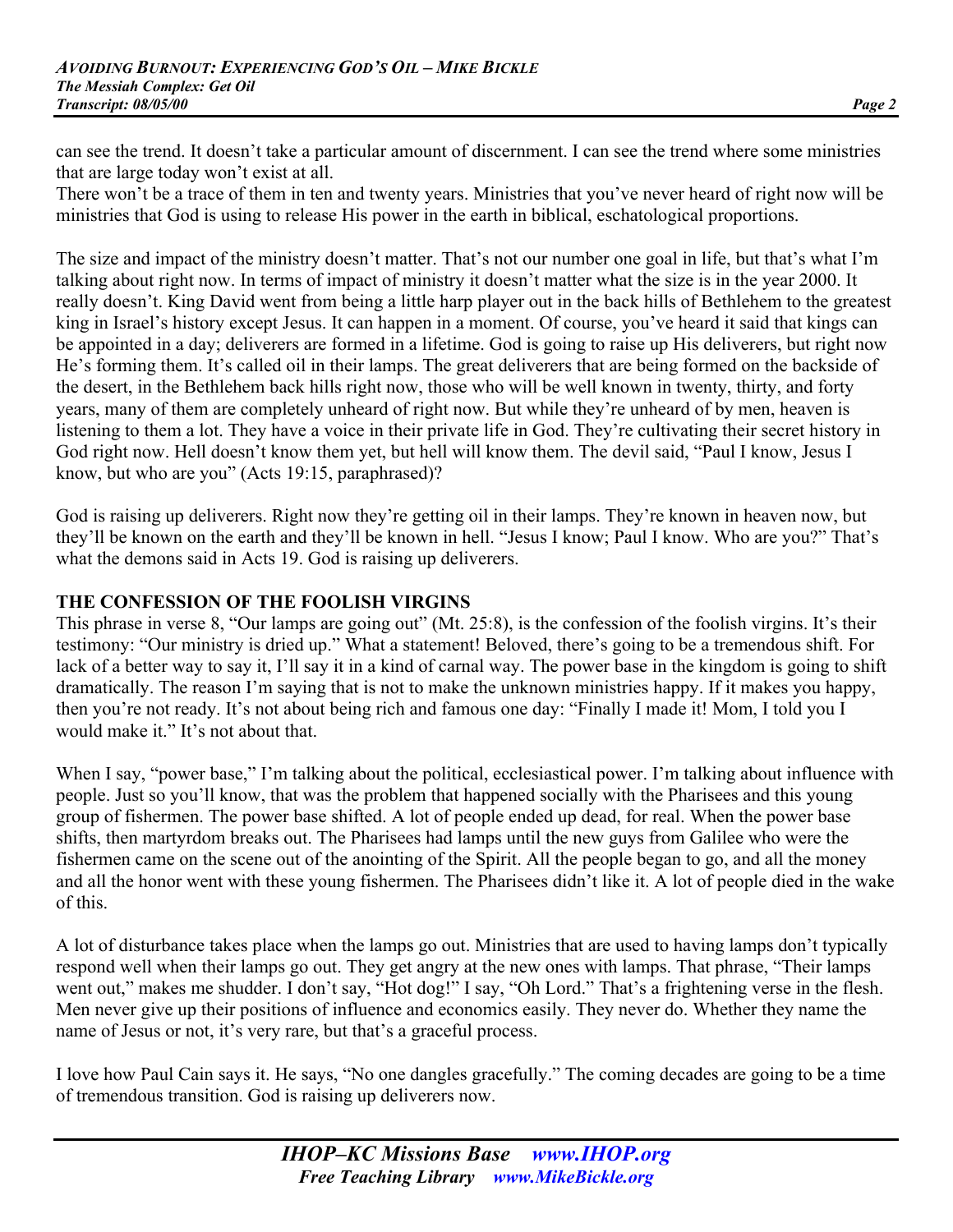can see the trend. It doesn't take a particular amount of discernment. I can see the trend where some ministries that are large today won't exist at all.
There won't be a trace of them in ten and twenty years. Ministries that you've never heard of right now will be ministries that God is using to release His power in the earth in biblical, eschatological proportions.

The size and impact of the ministry doesn't matter. That's not our number one goal in life, but that's what I'm talking about right now. In terms of impact of ministry it doesn't matter what the size is in the year 2000. It really doesn't. King David went from being a little harp player out in the back hills of Bethlehem to the greatest king in Israel's history except Jesus. It can happen in a moment. Of course, you've heard it said that kings can be appointed in a day; deliverers are formed in a lifetime. God is going to raise up His deliverers, but right now He's forming them. It's called oil in their lamps. The great deliverers that are being formed on the backside of the desert, in the Bethlehem back hills right now, those who will be well known in twenty, thirty, and forty years, many of them are completely unheard of right now. But while they're unheard of by men, heaven is listening to them a lot. They have a voice in their private life in God. They're cultivating their secret history in God right now. Hell doesn't know them yet, but hell will know them. The devil said, "Paul I know, Jesus I know, but who are you" (Acts 19:15, paraphrased)?

God is raising up deliverers. Right now they're getting oil in their lamps. They're known in heaven now, but they'll be known on the earth and they'll be known in hell. "Jesus I know; Paul I know. Who are you?" That's what the demons said in Acts 19. God is raising up deliverers.

## THE CONFESSION OF THE FOOLISH VIRGINS

This phrase in verse 8, "Our lamps are going out" (Mt. 25:8), is the confession of the foolish virgins. It's their testimony: "Our ministry is dried up." What a statement! Beloved, there's going to be a tremendous shift. For lack of a better way to say it, I'll say it in a kind of carnal way. The power base in the kingdom is going to shift dramatically. The reason I'm saying that is not to make the unknown ministries happy. If it makes you happy, then you're not ready. It's not about being rich and famous one day: "Finally I made it! Mom, I told you I would make it." It's not about that.

When I say, "power base," I'm talking about the political, ecclesiastical power. I'm talking about influence with people. Just so you'll know, that was the problem that happened socially with the Pharisees and this young group of fishermen. The power base shifted. A lot of people ended up dead, for real. When the power base shifts, then martyrdom breaks out. The Pharisees had lamps until the new guys from Galilee who were the fishermen came on the scene out of the anointing of the Spirit. All the people began to go, and all the money and all the honor went with these young fishermen. The Pharisees didn't like it. A lot of people died in the wake of this.

A lot of disturbance takes place when the lamps go out. Ministries that are used to having lamps don't typically respond well when their lamps go out. They get angry at the new ones with lamps. That phrase, "Their lamps went out," makes me shudder. I don't say, "Hot dog!" I say, "Oh Lord." That's a frightening verse in the flesh. Men never give up their positions of influence and economics easily. They never do. Whether they name the name of Jesus or not, it's very rare, but that's a graceful process.

I love how Paul Cain says it. He says, "No one dangles gracefully." The coming decades are going to be a time of tremendous transition. God is raising up deliverers now.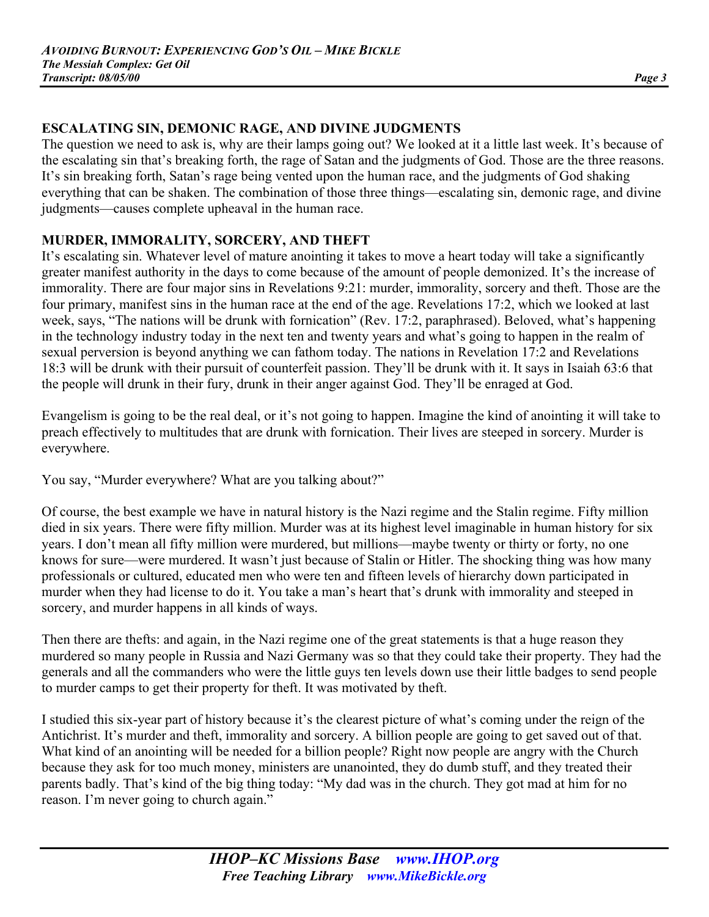## ESCALATING SIN, DEMONIC RAGE, AND DIVINE JUDGMENTS

The question we need to ask is, why are their lamps going out? We looked at it a little last week. It's because of the escalating sin that's breaking forth, the rage of Satan and the judgments of God. Those are the three reasons. It's sin breaking forth, Satan's rage being vented upon the human race, and the judgments of God shaking everything that can be shaken. The combination of those three things—escalating sin, demonic rage, and divine judgments—causes complete upheaval in the human race.

## MURDER, IMMORALITY, SORCERY, AND THEFT

It's escalating sin. Whatever level of mature anointing it takes to move a heart today will take a significantly greater manifest authority in the days to come because of the amount of people demonized. It's the increase of immorality. There are four major sins in Revelations 9:21: murder, immorality, sorcery and theft. Those are the four primary, manifest sins in the human race at the end of the age. Revelations 17:2, which we looked at last week, says, "The nations will be drunk with fornication" (Rev. 17:2, paraphrased). Beloved, what's happening in the technology industry today in the next ten and twenty years and what's going to happen in the realm of sexual perversion is beyond anything we can fathom today. The nations in Revelation 17:2 and Revelations 18:3 will be drunk with their pursuit of counterfeit passion. They'll be drunk with it. It says in Isaiah 63:6 that the people will drunk in their fury, drunk in their anger against God. They'll be enraged at God.

Evangelism is going to be the real deal, or it's not going to happen. Imagine the kind of anointing it will take to preach effectively to multitudes that are drunk with fornication. Their lives are steeped in sorcery. Murder is everywhere.

You say, "Murder everywhere? What are you talking about?"

Of course, the best example we have in natural history is the Nazi regime and the Stalin regime. Fifty million died in six years. There were fifty million. Murder was at its highest level imaginable in human history for six years. I don't mean all fifty million were murdered, but millions—maybe twenty or thirty or forty, no one knows for sure—were murdered. It wasn't just because of Stalin or Hitler. The shocking thing was how many professionals or cultured, educated men who were ten and fifteen levels of hierarchy down participated in murder when they had license to do it. You take a man's heart that's drunk with immorality and steeped in sorcery, and murder happens in all kinds of ways.

Then there are thefts: and again, in the Nazi regime one of the great statements is that a huge reason they murdered so many people in Russia and Nazi Germany was so that they could take their property. They had the generals and all the commanders who were the little guys ten levels down use their little badges to send people to murder camps to get their property for theft. It was motivated by theft.

I studied this six-year part of history because it's the clearest picture of what's coming under the reign of the Antichrist. It's murder and theft, immorality and sorcery. A billion people are going to get saved out of that. What kind of an anointing will be needed for a billion people? Right now people are angry with the Church because they ask for too much money, ministers are unanointed, they do dumb stuff, and they treated their parents badly. That's kind of the big thing today: "My dad was in the church. They got mad at him for no reason. I'm never going to church again."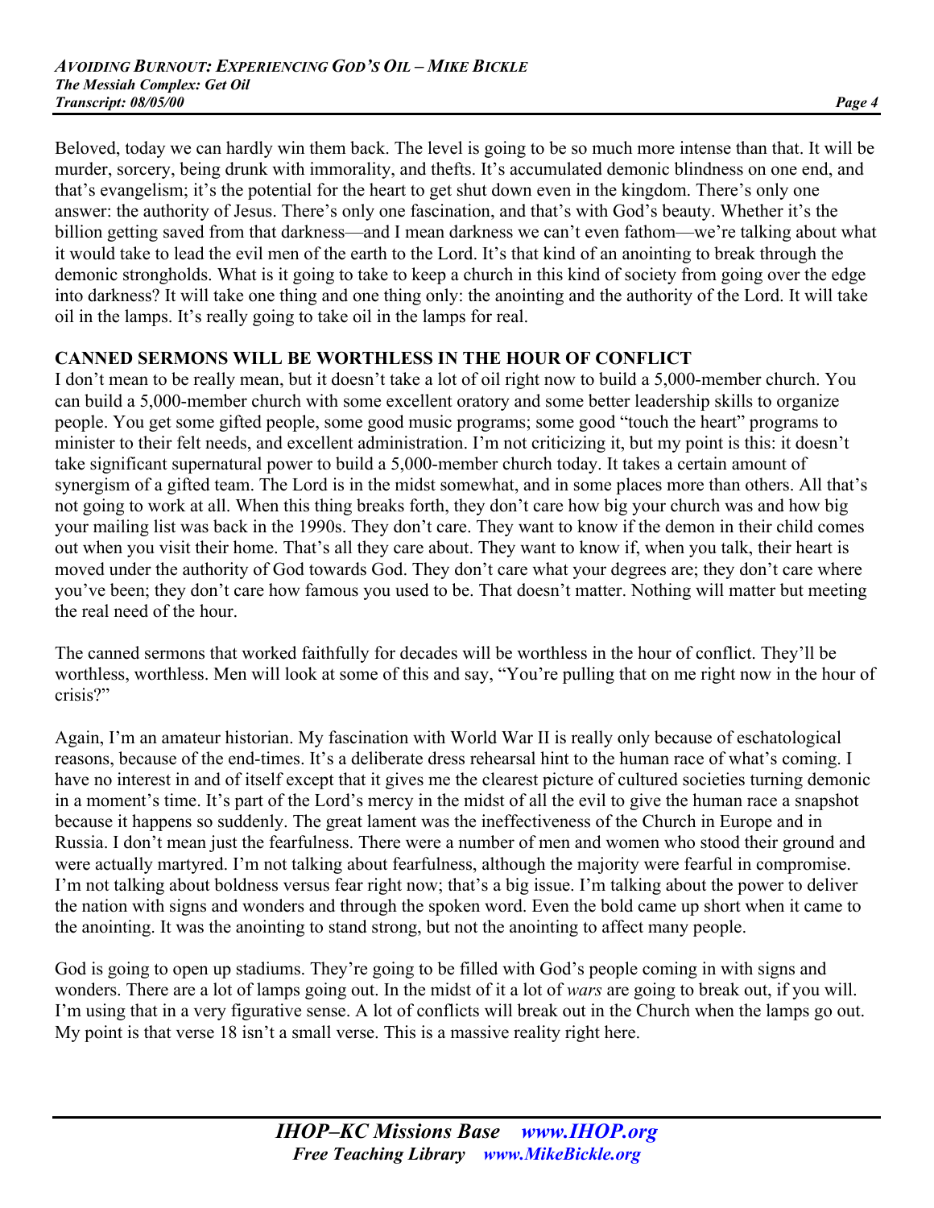Beloved, today we can hardly win them back. The level is going to be so much more intense than that. It will be murder, sorcery, being drunk with immorality, and thefts. It's accumulated demonic blindness on one end, and that's evangelism; it's the potential for the heart to get shut down even in the kingdom. There's only one answer: the authority of Jesus. There's only one fascination, and that's with God's beauty. Whether it's the billion getting saved from that darkness—and I mean darkness we can't even fathom—we're talking about what it would take to lead the evil men of the earth to the Lord. It's that kind of an anointing to break through the demonic strongholds. What is it going to take to keep a church in this kind of society from going over the edge into darkness? It will take one thing and one thing only: the anointing and the authority of the Lord. It will take oil in the lamps. It's really going to take oil in the lamps for real.

**CANNED SERMONS WILL BE WORTHLESS IN THE HOUR OF CONFLICT**

I don't mean to be really mean, but it doesn't take a lot of oil right now to build a 5,000-member church. You can build a 5,000-member church with some excellent oratory and some better leadership skills to organize people. You get some gifted people, some good music programs; some good "touch the heart" programs to minister to their felt needs, and excellent administration. I'm not criticizing it, but my point is this: it doesn't take significant supernatural power to build a 5,000-member church today. It takes a certain amount of synergism of a gifted team. The Lord is in the midst somewhat, and in some places more than others. All that's not going to work at all. When this thing breaks forth, they don't care how big your church was and how big your mailing list was back in the 1990s. They don't care. They want to know if the demon in their child comes out when you visit their home. That's all they care about. They want to know if, when you talk, their heart is moved under the authority of God towards God. They don't care what your degrees are; they don't care where you've been; they don't care how famous you used to be. That doesn't matter. Nothing will matter but meeting the real need of the hour.

The canned sermons that worked faithfully for decades will be worthless in the hour of conflict. They'll be worthless, worthless. Men will look at some of this and say, "You're pulling that on me right now in the hour of crisis?"

Again, I'm an amateur historian. My fascination with World War II is really only because of eschatological reasons, because of the end-times. It's a deliberate dress rehearsal hint to the human race of what's coming. I have no interest in and of itself except that it gives me the clearest picture of cultured societies turning demonic in a moment's time. It's part of the Lord's mercy in the midst of all the evil to give the human race a snapshot because it happens so suddenly. The great lament was the ineffectiveness of the Church in Europe and in Russia. I don't mean just the fearfulness. There were a number of men and women who stood their ground and were actually martyred. I'm not talking about fearfulness, although the majority were fearful in compromise. I'm not talking about boldness versus fear right now; that's a big issue. I'm talking about the power to deliver the nation with signs and wonders and through the spoken word. Even the bold came up short when it came to the anointing. It was the anointing to stand strong, but not the anointing to affect many people.

God is going to open up stadiums. They're going to be filled with God's people coming in with signs and wonders. There are a lot of lamps going out. In the midst of it a lot of *wars* are going to break out, if you will. I'm using that in a very figurative sense. A lot of conflicts will break out in the Church when the lamps go out. My point is that verse 18 isn't a small verse. This is a massive reality right here.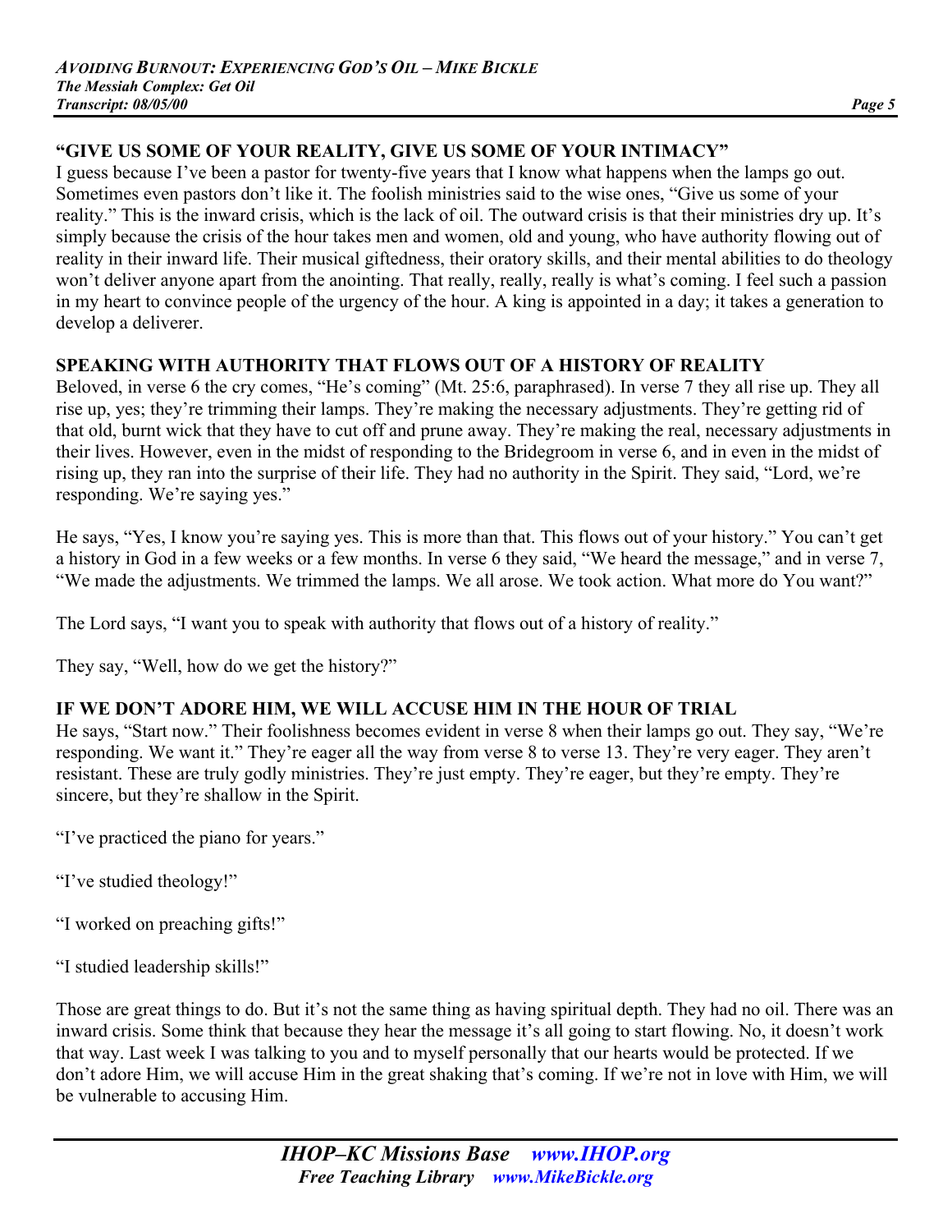## "GIVE US SOME OF YOUR REALITY, GIVE US SOME OF YOUR INTIMACY"

I guess because I've been a pastor for twenty-five years that I know what happens when the lamps go out. Sometimes even pastors don't like it. The foolish ministries said to the wise ones, "Give us some of your reality." This is the inward crisis, which is the lack of oil. The outward crisis is that their ministries dry up. It's simply because the crisis of the hour takes men and women, old and young, who have authority flowing out of reality in their inward life. Their musical giftedness, their oratory skills, and their mental abilities to do theology won't deliver anyone apart from the anointing. That really, really, really is what's coming. I feel such a passion in my heart to convince people of the urgency of the hour. A king is appointed in a day; it takes a generation to develop a deliverer.

## SPEAKING WITH AUTHORITY THAT FLOWS OUT OF A HISTORY OF REALITY

Beloved, in verse 6 the cry comes, "He's coming" (Mt. 25:6, paraphrased). In verse 7 they all rise up. They all rise up, yes; they're trimming their lamps. They're making the necessary adjustments. They're getting rid of that old, burnt wick that they have to cut off and prune away. They're making the real, necessary adjustments in their lives. However, even in the midst of responding to the Bridegroom in verse 6, and in even in the midst of rising up, they ran into the surprise of their life. They had no authority in the Spirit. They said, "Lord, we're responding. We're saying yes."

He says, "Yes, I know you're saying yes. This is more than that. This flows out of your history." You can't get a history in God in a few weeks or a few months. In verse 6 they said, "We heard the message," and in verse 7, "We made the adjustments. We trimmed the lamps. We all arose. We took action. What more do You want?"

The Lord says, "I want you to speak with authority that flows out of a history of reality."

They say, "Well, how do we get the history?"

## IF WE DON'T ADORE HIM, WE WILL ACCUSE HIM IN THE HOUR OF TRIAL

He says, "Start now." Their foolishness becomes evident in verse 8 when their lamps go out. They say, "We're responding. We want it." They're eager all the way from verse 8 to verse 13. They're very eager. They aren't resistant. These are truly godly ministries. They're just empty. They're eager, but they're empty. They're sincere, but they're shallow in the Spirit.

"I've practiced the piano for years."

"I've studied theology!"

"I worked on preaching gifts!"

"I studied leadership skills!"

Those are great things to do. But it's not the same thing as having spiritual depth. They had no oil. There was an inward crisis. Some think that because they hear the message it's all going to start flowing. No, it doesn't work that way. Last week I was talking to you and to myself personally that our hearts would be protected. If we don't adore Him, we will accuse Him in the great shaking that's coming. If we're not in love with Him, we will be vulnerable to accusing Him.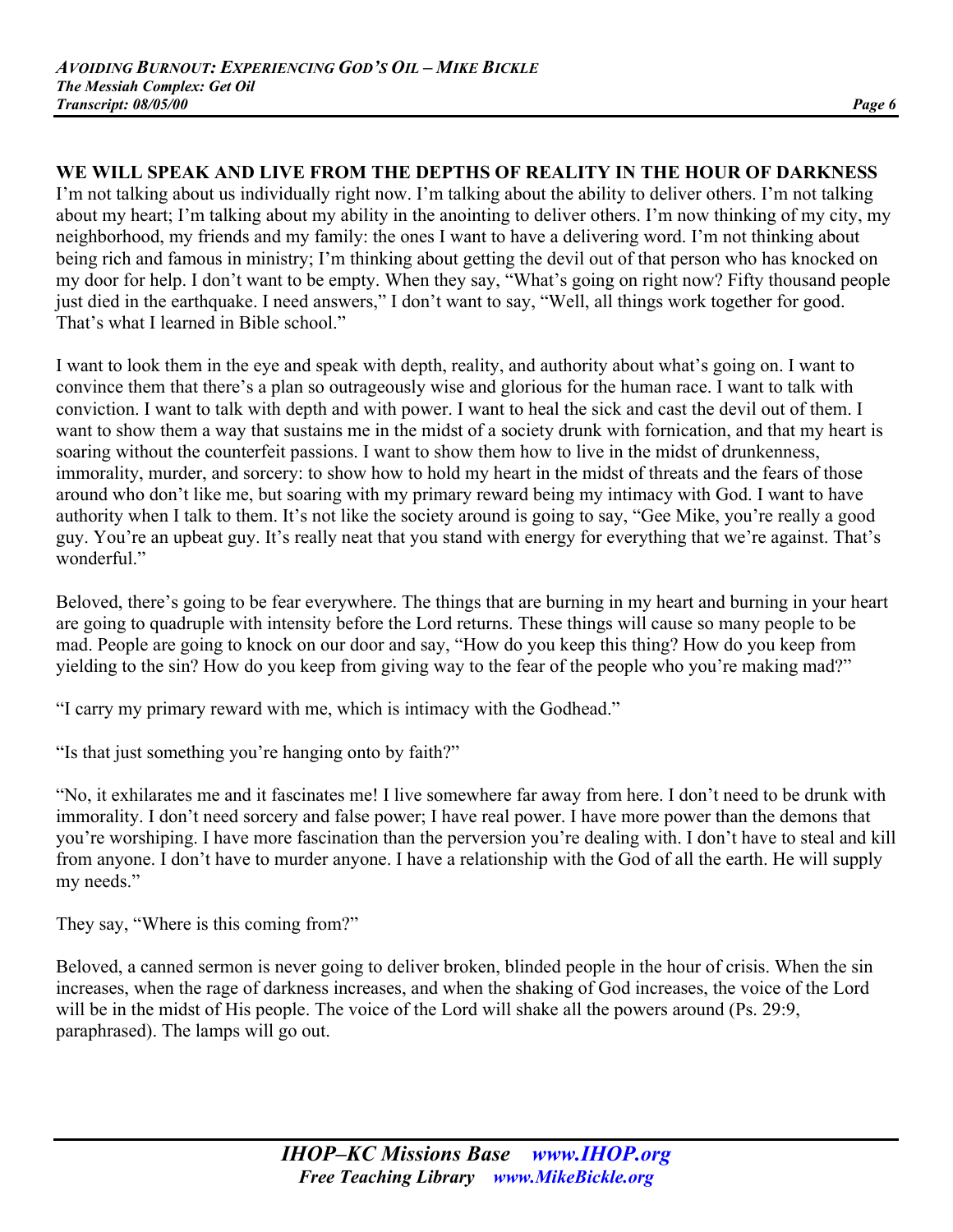## WE WILL SPEAK AND LIVE FROM THE DEPTHS OF REALITY IN THE HOUR OF DARKNESS

I'm not talking about us individually right now. I'm talking about the ability to deliver others. I'm not talking about my heart; I'm talking about my ability in the anointing to deliver others. I'm now thinking of my city, my neighborhood, my friends and my family: the ones I want to have a delivering word. I'm not thinking about being rich and famous in ministry; I'm thinking about getting the devil out of that person who has knocked on my door for help. I don't want to be empty. When they say, "What's going on right now? Fifty thousand people just died in the earthquake. I need answers," I don't want to say, "Well, all things work together for good. That's what I learned in Bible school."

I want to look them in the eye and speak with depth, reality, and authority about what's going on. I want to convince them that there's a plan so outrageously wise and glorious for the human race. I want to talk with conviction. I want to talk with depth and with power. I want to heal the sick and cast the devil out of them. I want to show them a way that sustains me in the midst of a society drunk with fornication, and that my heart is soaring without the counterfeit passions. I want to show them how to live in the midst of drunkenness, immorality, murder, and sorcery: to show how to hold my heart in the midst of threats and the fears of those around who don't like me, but soaring with my primary reward being my intimacy with God. I want to have authority when I talk to them. It's not like the society around is going to say, "Gee Mike, you're really a good guy. You're an upbeat guy. It's really neat that you stand with energy for everything that we're against. That's wonderful."

Beloved, there's going to be fear everywhere. The things that are burning in my heart and burning in your heart are going to quadruple with intensity before the Lord returns. These things will cause so many people to be mad. People are going to knock on our door and say, "How do you keep this thing? How do you keep from yielding to the sin? How do you keep from giving way to the fear of the people who you're making mad?"

"I carry my primary reward with me, which is intimacy with the Godhead."

"Is that just something you're hanging onto by faith?"

"No, it exhilarates me and it fascinates me! I live somewhere far away from here. I don't need to be drunk with immorality. I don't need sorcery and false power; I have real power. I have more power than the demons that you're worshiping. I have more fascination than the perversion you're dealing with. I don't have to steal and kill from anyone. I don't have to murder anyone. I have a relationship with the God of all the earth. He will supply my needs."

They say, "Where is this coming from?"

Beloved, a canned sermon is never going to deliver broken, blinded people in the hour of crisis. When the sin increases, when the rage of darkness increases, and when the shaking of God increases, the voice of the Lord will be in the midst of His people. The voice of the Lord will shake all the powers around (Ps. 29:9, paraphrased). The lamps will go out.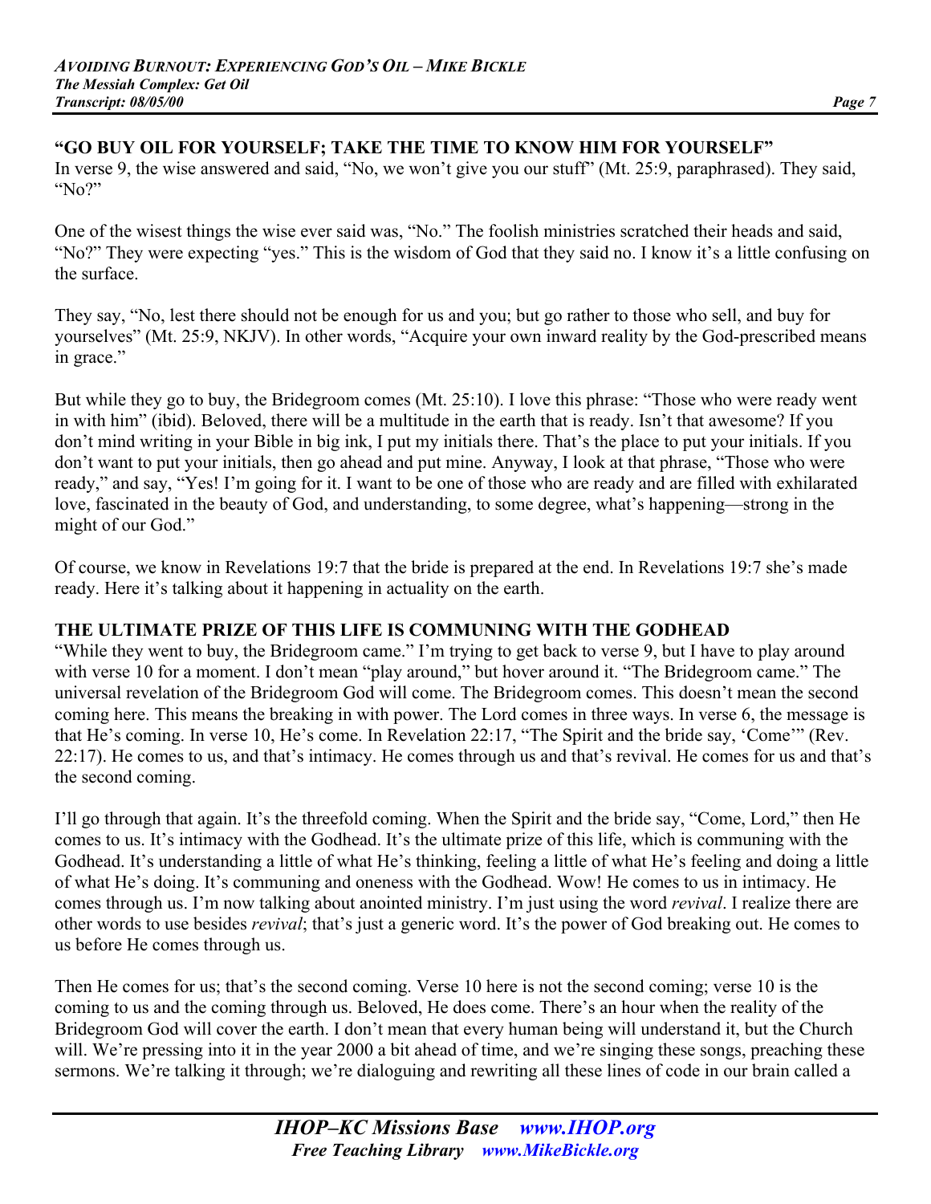## "GO BUY OIL FOR YOURSELF; TAKE THE TIME TO KNOW HIM FOR YOURSELF"

In verse 9, the wise answered and said, "No, we won't give you our stuff" (Mt. 25:9, paraphrased). They said, "No?"

One of the wisest things the wise ever said was, "No." The foolish ministries scratched their heads and said, "No?" They were expecting "yes." This is the wisdom of God that they said no. I know it's a little confusing on the surface.

They say, "No, lest there should not be enough for us and you; but go rather to those who sell, and buy for yourselves" (Mt. 25:9, NKJV). In other words, "Acquire your own inward reality by the God-prescribed means in grace."

But while they go to buy, the Bridegroom comes (Mt. 25:10). I love this phrase: "Those who were ready went in with him" (ibid). Beloved, there will be a multitude in the earth that is ready. Isn't that awesome? If you don't mind writing in your Bible in big ink, I put my initials there. That's the place to put your initials. If you don't want to put your initials, then go ahead and put mine. Anyway, I look at that phrase, "Those who were ready," and say, "Yes! I'm going for it. I want to be one of those who are ready and are filled with exhilarated love, fascinated in the beauty of God, and understanding, to some degree, what's happening—strong in the might of our God."

Of course, we know in Revelations 19:7 that the bride is prepared at the end. In Revelations 19:7 she's made ready. Here it's talking about it happening in actuality on the earth.

## THE ULTIMATE PRIZE OF THIS LIFE IS COMMUNING WITH THE GODHEAD

"While they went to buy, the Bridegroom came." I'm trying to get back to verse 9, but I have to play around with verse 10 for a moment. I don't mean "play around," but hover around it. "The Bridegroom came." The universal revelation of the Bridegroom God will come. The Bridegroom comes. This doesn't mean the second coming here. This means the breaking in with power. The Lord comes in three ways. In verse 6, the message is that He's coming. In verse 10, He's come. In Revelation 22:17, "The Spirit and the bride say, 'Come'" (Rev. 22:17). He comes to us, and that's intimacy. He comes through us and that's revival. He comes for us and that's the second coming.

I'll go through that again. It's the threefold coming. When the Spirit and the bride say, "Come, Lord," then He comes to us. It's intimacy with the Godhead. It's the ultimate prize of this life, which is communing with the Godhead. It's understanding a little of what He's thinking, feeling a little of what He's feeling and doing a little of what He's doing. It's communing and oneness with the Godhead. Wow! He comes to us in intimacy. He comes through us. I'm now talking about anointed ministry. I'm just using the word *revival*. I realize there are other words to use besides *revival*; that's just a generic word. It's the power of God breaking out. He comes to us before He comes through us.

Then He comes for us; that's the second coming. Verse 10 here is not the second coming; verse 10 is the coming to us and the coming through us. Beloved, He does come. There's an hour when the reality of the Bridegroom God will cover the earth. I don't mean that every human being will understand it, but the Church will. We're pressing into it in the year 2000 a bit ahead of time, and we're singing these songs, preaching these sermons. We're talking it through; we're dialoguing and rewriting all these lines of code in our brain called a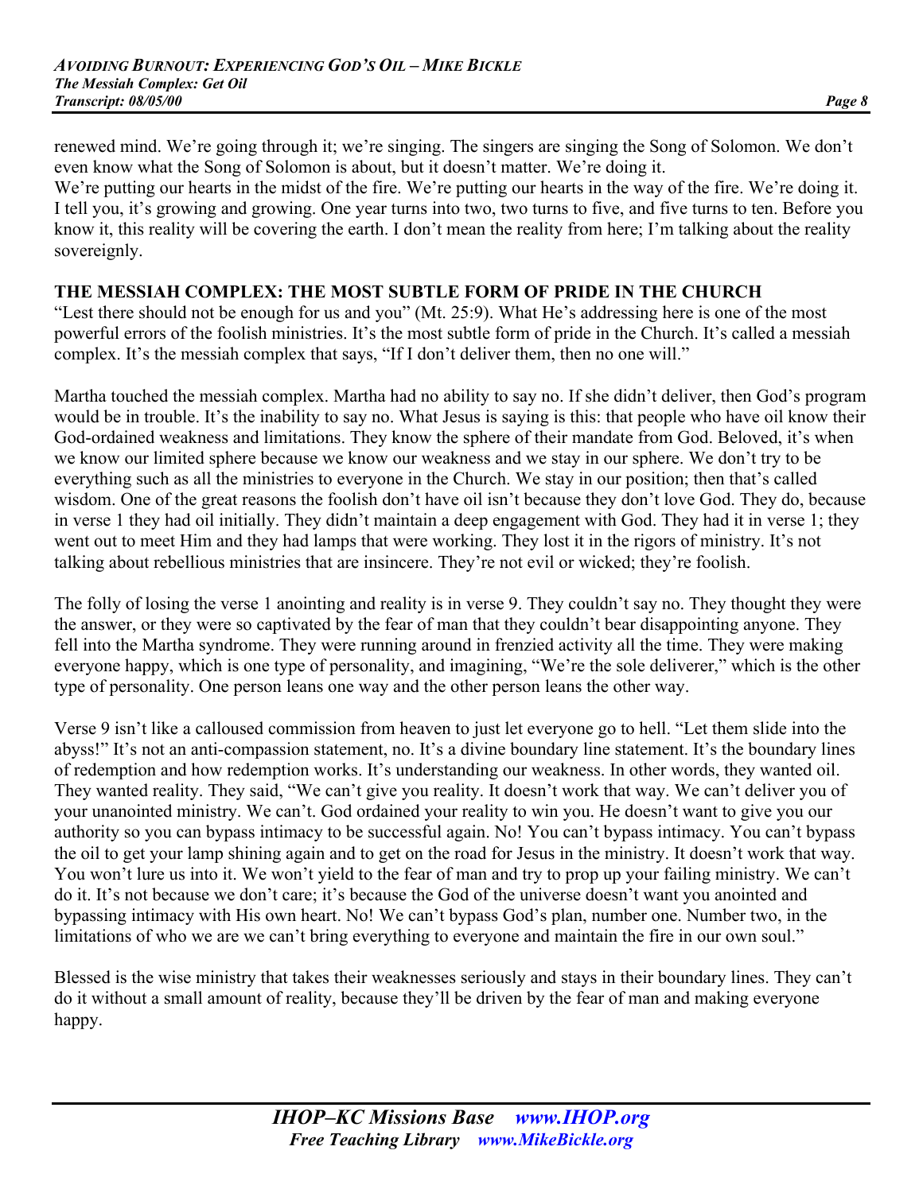renewed mind. We're going through it; we're singing. The singers are singing the Song of Solomon. We don't even know what the Song of Solomon is about, but it doesn't matter. We're doing it.
We're putting our hearts in the midst of the fire. We're putting our hearts in the way of the fire. We're doing it. I tell you, it's growing and growing. One year turns into two, two turns to five, and five turns to ten. Before you know it, this reality will be covering the earth. I don't mean the reality from here; I'm talking about the reality sovereignly.

**THE MESSIAH COMPLEX: THE MOST SUBTLE FORM OF PRIDE IN THE CHURCH**

"Lest there should not be enough for us and you" (Mt. 25:9). What He's addressing here is one of the most powerful errors of the foolish ministries. It's the most subtle form of pride in the Church. It's called a messiah complex. It's the messiah complex that says, "If I don't deliver them, then no one will."

Martha touched the messiah complex. Martha had no ability to say no. If she didn't deliver, then God's program would be in trouble. It's the inability to say no. What Jesus is saying is this: that people who have oil know their God-ordained weakness and limitations. They know the sphere of their mandate from God. Beloved, it's when we know our limited sphere because we know our weakness and we stay in our sphere. We don't try to be everything such as all the ministries to everyone in the Church. We stay in our position; then that's called wisdom. One of the great reasons the foolish don't have oil isn't because they don't love God. They do, because in verse 1 they had oil initially. They didn't maintain a deep engagement with God. They had it in verse 1; they went out to meet Him and they had lamps that were working. They lost it in the rigors of ministry. It's not talking about rebellious ministries that are insincere. They're not evil or wicked; they're foolish.

The folly of losing the verse 1 anointing and reality is in verse 9. They couldn't say no. They thought they were the answer, or they were so captivated by the fear of man that they couldn't bear disappointing anyone. They fell into the Martha syndrome. They were running around in frenzied activity all the time. They were making everyone happy, which is one type of personality, and imagining, "We're the sole deliverer," which is the other type of personality. One person leans one way and the other person leans the other way.

Verse 9 isn't like a calloused commission from heaven to just let everyone go to hell. "Let them slide into the abyss!" It's not an anti-compassion statement, no. It's a divine boundary line statement. It's the boundary lines of redemption and how redemption works. It's understanding our weakness. In other words, they wanted oil. They wanted reality. They said, "We can't give you reality. It doesn't work that way. We can't deliver you of your unanointed ministry. We can't. God ordained your reality to win you. He doesn't want to give you our authority so you can bypass intimacy to be successful again. No! You can't bypass intimacy. You can't bypass the oil to get your lamp shining again and to get on the road for Jesus in the ministry. It doesn't work that way. You won't lure us into it. We won't yield to the fear of man and try to prop up your failing ministry. We can't do it. It's not because we don't care; it's because the God of the universe doesn't want you anointed and bypassing intimacy with His own heart. No! We can't bypass God's plan, number one. Number two, in the limitations of who we are we can't bring everything to everyone and maintain the fire in our own soul."

Blessed is the wise ministry that takes their weaknesses seriously and stays in their boundary lines. They can't do it without a small amount of reality, because they'll be driven by the fear of man and making everyone happy.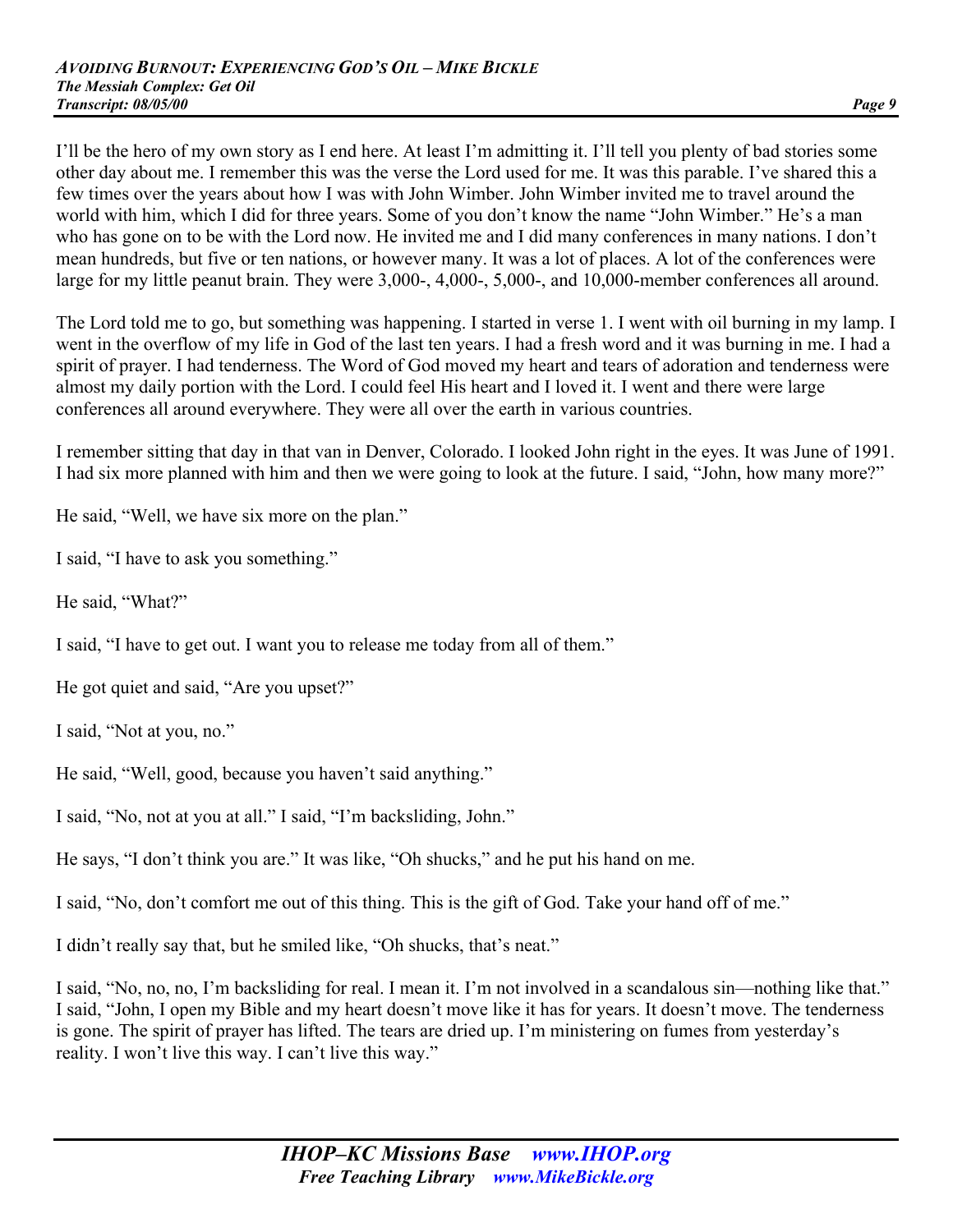I'll be the hero of my own story as I end here. At least I'm admitting it. I'll tell you plenty of bad stories some other day about me. I remember this was the verse the Lord used for me. It was this parable. I've shared this a few times over the years about how I was with John Wimber. John Wimber invited me to travel around the world with him, which I did for three years. Some of you don't know the name "John Wimber." He's a man who has gone on to be with the Lord now. He invited me and I did many conferences in many nations. I don't mean hundreds, but five or ten nations, or however many. It was a lot of places. A lot of the conferences were large for my little peanut brain. They were 3,000-, 4,000-, 5,000-, and 10,000-member conferences all around.

The Lord told me to go, but something was happening. I started in verse 1. I went with oil burning in my lamp. I went in the overflow of my life in God of the last ten years. I had a fresh word and it was burning in me. I had a spirit of prayer. I had tenderness. The Word of God moved my heart and tears of adoration and tenderness were almost my daily portion with the Lord. I could feel His heart and I loved it. I went and there were large conferences all around everywhere. They were all over the earth in various countries.

I remember sitting that day in that van in Denver, Colorado. I looked John right in the eyes. It was June of 1991. I had six more planned with him and then we were going to look at the future. I said, "John, how many more?"

He said, "Well, we have six more on the plan."

I said, "I have to ask you something."

He said, "What?"

I said, "I have to get out. I want you to release me today from all of them."

He got quiet and said, "Are you upset?"

I said, "Not at you, no."

He said, "Well, good, because you haven't said anything."

I said, "No, not at you at all." I said, "I'm backsliding, John."

He says, "I don't think you are." It was like, "Oh shucks," and he put his hand on me.

I said, "No, don't comfort me out of this thing. This is the gift of God. Take your hand off of me."

I didn't really say that, but he smiled like, "Oh shucks, that's neat."

I said, "No, no, no, I'm backsliding for real. I mean it. I'm not involved in a scandalous sin—nothing like that." I said, "John, I open my Bible and my heart doesn't move like it has for years. It doesn't move. The tenderness is gone. The spirit of prayer has lifted. The tears are dried up. I'm ministering on fumes from yesterday's reality. I won't live this way. I can't live this way."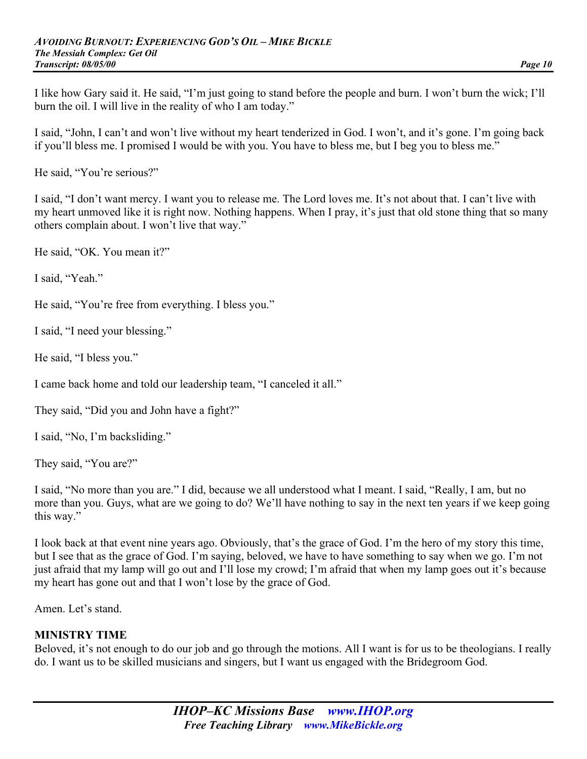I like how Gary said it. He said, "I'm just going to stand before the people and burn. I won't burn the wick; I'll burn the oil. I will live in the reality of who I am today."

I said, "John, I can't and won't live without my heart tenderized in God. I won't, and it's gone. I'm going back if you'll bless me. I promised I would be with you. You have to bless me, but I beg you to bless me."

He said, "You're serious?"

I said, "I don't want mercy. I want you to release me. The Lord loves me. It's not about that. I can't live with my heart unmoved like it is right now. Nothing happens. When I pray, it's just that old stone thing that so many others complain about. I won't live that way."

He said, "OK. You mean it?"

I said, "Yeah."

He said, "You're free from everything. I bless you."

I said, "I need your blessing."

He said, "I bless you."

I came back home and told our leadership team, "I canceled it all."

They said, "Did you and John have a fight?"

I said, "No, I'm backsliding."

They said, "You are?"

I said, "No more than you are." I did, because we all understood what I meant. I said, "Really, I am, but no more than you. Guys, what are we going to do? We'll have nothing to say in the next ten years if we keep going this way."

I look back at that event nine years ago. Obviously, that's the grace of God. I'm the hero of my story this time, but I see that as the grace of God. I'm saying, beloved, we have to have something to say when we go. I'm not just afraid that my lamp will go out and I'll lose my crowd; I'm afraid that when my lamp goes out it's because my heart has gone out and that I won't lose by the grace of God.

Amen. Let's stand.

**MINISTRY TIME**

Beloved, it's not enough to do our job and go through the motions. All I want is for us to be theologians. I really do. I want us to be skilled musicians and singers, but I want us engaged with the Bridegroom God.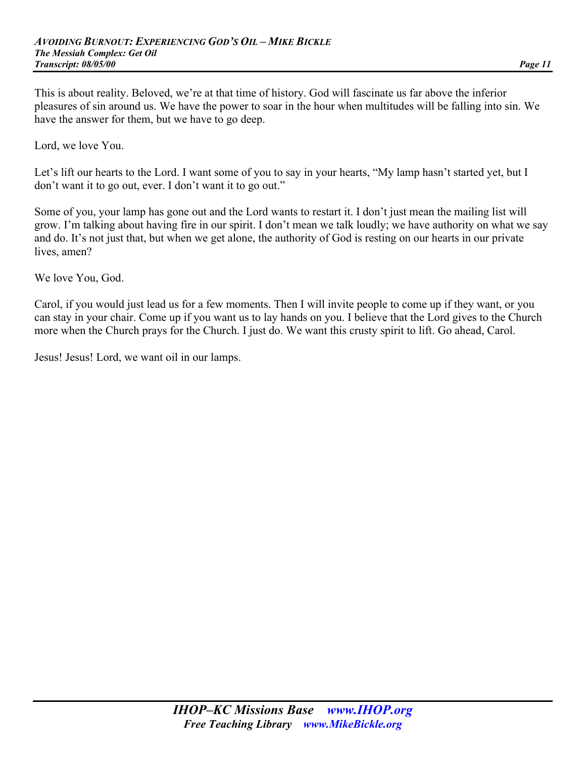This is about reality. Beloved, we're at that time of history. God will fascinate us far above the inferior pleasures of sin around us. We have the power to soar in the hour when multitudes will be falling into sin. We have the answer for them, but we have to go deep.

Lord, we love You.

Let's lift our hearts to the Lord. I want some of you to say in your hearts, "My lamp hasn't started yet, but I don't want it to go out, ever. I don't want it to go out."

Some of you, your lamp has gone out and the Lord wants to restart it. I don't just mean the mailing list will grow. I'm talking about having fire in our spirit. I don't mean we talk loudly; we have authority on what we say and do. It's not just that, but when we get alone, the authority of God is resting on our hearts in our private lives, amen?

We love You, God.

Carol, if you would just lead us for a few moments. Then I will invite people to come up if they want, or you can stay in your chair. Come up if you want us to lay hands on you. I believe that the Lord gives to the Church more when the Church prays for the Church. I just do. We want this crusty spirit to lift. Go ahead, Carol.

Jesus! Jesus! Lord, we want oil in our lamps.